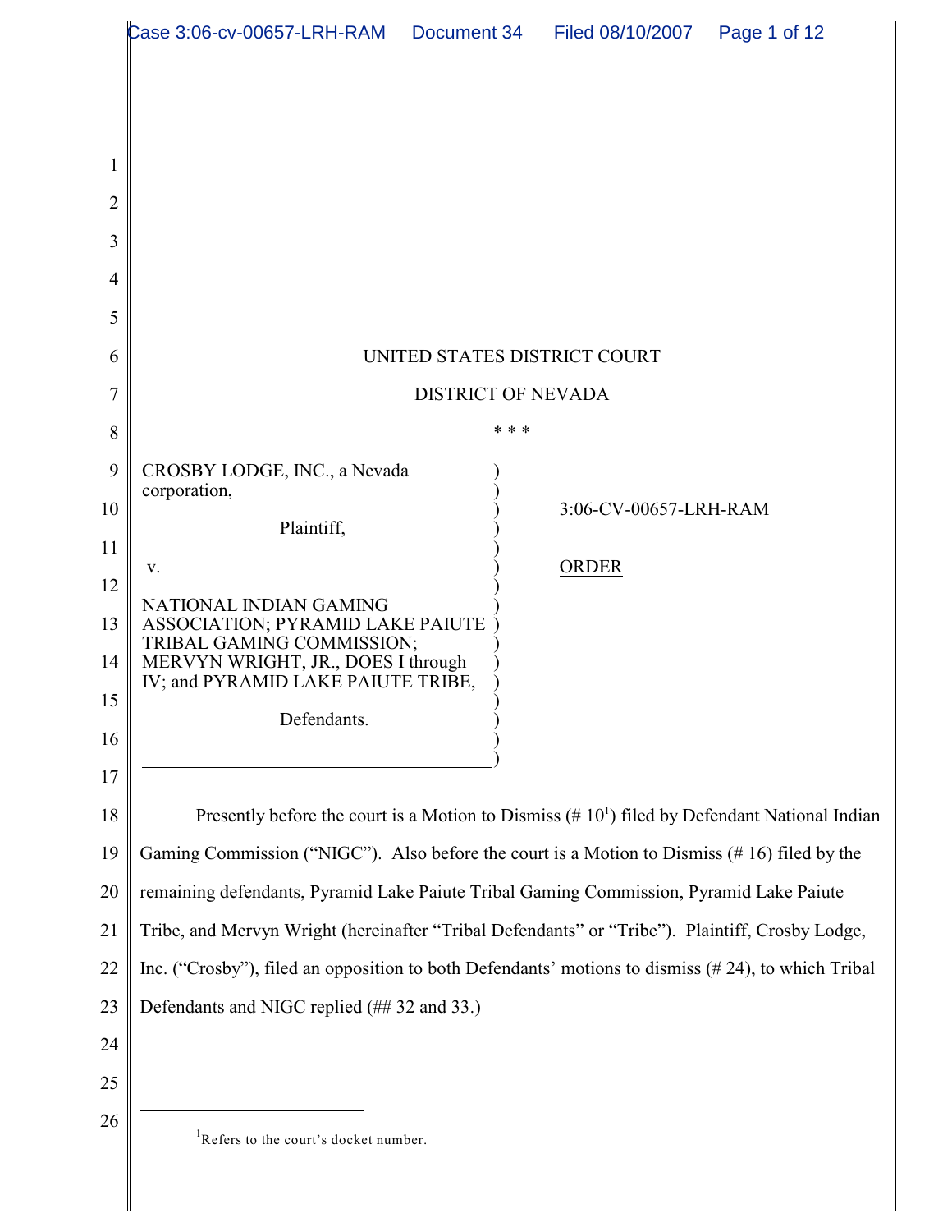UNITED STATES DISTRICT COURT

DISTRICT OF NEVADA

\* \* \*

| | |
|---|---|
| CROSBY LODGE, INC., a Nevada corporation,<br><br>Plaintiff,<br><br>v.<br><br>NATIONAL INDIAN GAMING ASSOCIATION; PYRAMID LAKE PAIUTE TRIBAL GAMING COMMISSION; MERVYN WRIGHT, JR., DOES I through IV; and PYRAMID LAKE PAIUTE TRIBE,<br><br>Defendants. | 3:06-CV-00657-LRH-RAM<br><br>ORDER |

Presently before the court is a Motion to Dismiss (# 10[1]) filed by Defendant National Indian Gaming Commission ("NIGC"). Also before the court is a Motion to Dismiss (# 16) filed by the remaining defendants, Pyramid Lake Paiute Tribal Gaming Commission, Pyramid Lake Paiute Tribe, and Mervyn Wright (hereinafter "Tribal Defendants" or "Tribe"). Plaintiff, Crosby Lodge, Inc. ("Crosby"), filed an opposition to both Defendants' motions to dismiss (# 24), to which Tribal Defendants and NIGC replied (## 32 and 33.)

[1] Refers to the court's docket number.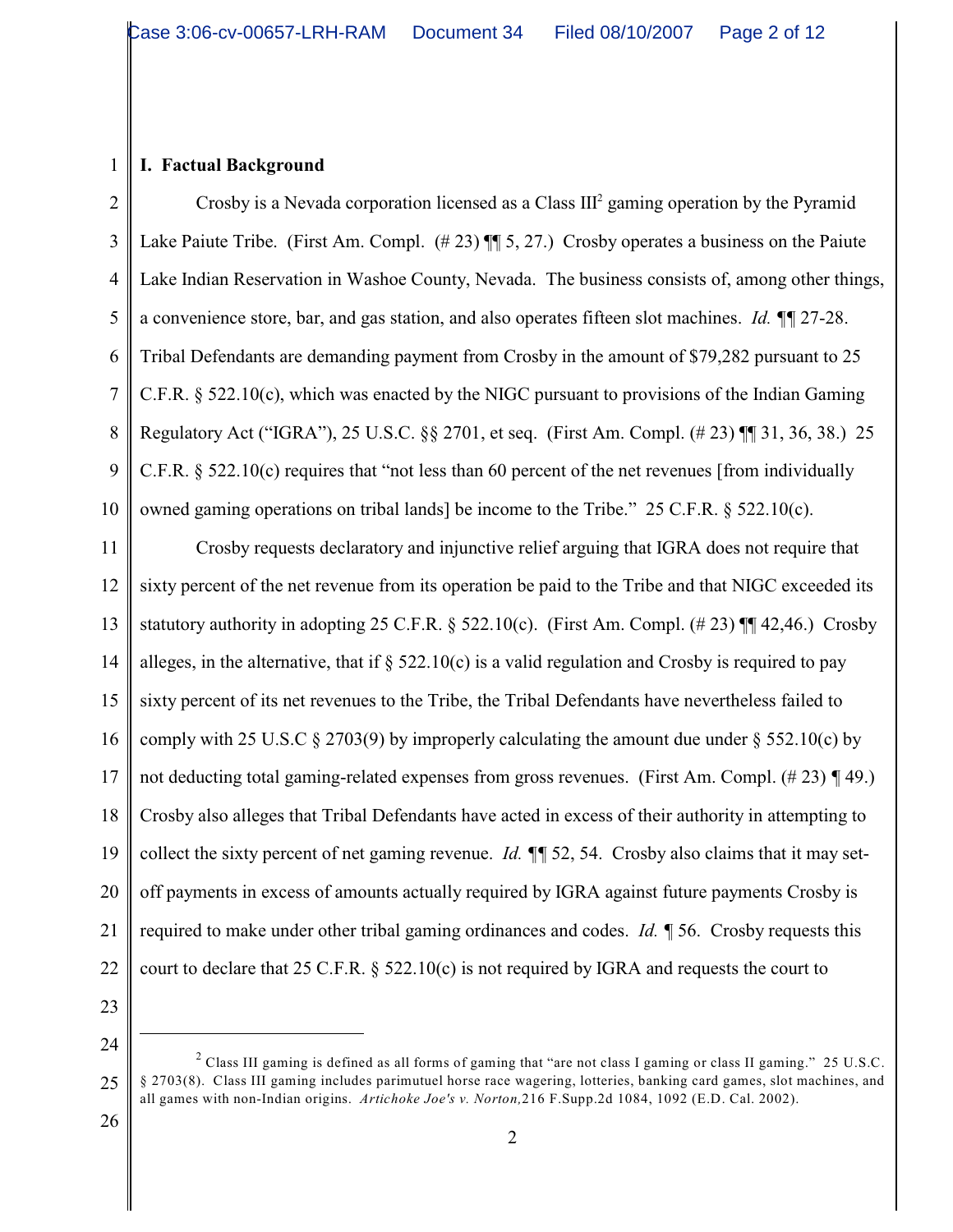## I. Factual Background

Crosby is a Nevada corporation licensed as a Class III[2] gaming operation by the Pyramid Lake Paiute Tribe. (First Am. Compl. (# 23) ¶¶ 5, 27.) Crosby operates a business on the Paiute Lake Indian Reservation in Washoe County, Nevada. The business consists of, among other things, a convenience store, bar, and gas station, and also operates fifteen slot machines. *Id.* ¶¶ 27-28. Tribal Defendants are demanding payment from Crosby in the amount of $79,282 pursuant to 25 C.F.R. § 522.10(c), which was enacted by the NIGC pursuant to provisions of the Indian Gaming Regulatory Act ("IGRA"), 25 U.S.C. §§ 2701, et seq. (First Am. Compl. (# 23) ¶¶ 31, 36, 38.) 25 C.F.R. § 522.10(c) requires that "not less than 60 percent of the net revenues [from individually owned gaming operations on tribal lands] be income to the Tribe." 25 C.F.R. § 522.10(c).

Crosby requests declaratory and injunctive relief arguing that IGRA does not require that sixty percent of the net revenue from its operation be paid to the Tribe and that NIGC exceeded its statutory authority in adopting 25 C.F.R. § 522.10(c). (First Am. Compl. (# 23) ¶¶ 42,46.) Crosby alleges, in the alternative, that if § 522.10(c) is a valid regulation and Crosby is required to pay sixty percent of its net revenues to the Tribe, the Tribal Defendants have nevertheless failed to comply with 25 U.S.C § 2703(9) by improperly calculating the amount due under § 552.10(c) by not deducting total gaming-related expenses from gross revenues. (First Am. Compl. (# 23) ¶ 49.) Crosby also alleges that Tribal Defendants have acted in excess of their authority in attempting to collect the sixty percent of net gaming revenue. *Id.* ¶¶ 52, 54. Crosby also claims that it may set-off payments in excess of amounts actually required by IGRA against future payments Crosby is required to make under other tribal gaming ordinances and codes. *Id.* ¶ 56. Crosby requests this court to declare that 25 C.F.R. § 522.10(c) is not required by IGRA and requests the court to

---

[2] Class III gaming is defined as all forms of gaming that "are not class I gaming or class II gaming." 25 U.S.C. § 2703(8). Class III gaming includes parimutuel horse race wagering, lotteries, banking card games, slot machines, and all games with non-Indian origins. *Artichoke Joe's v. Norton,* 216 F.Supp.2d 1084, 1092 (E.D. Cal. 2002).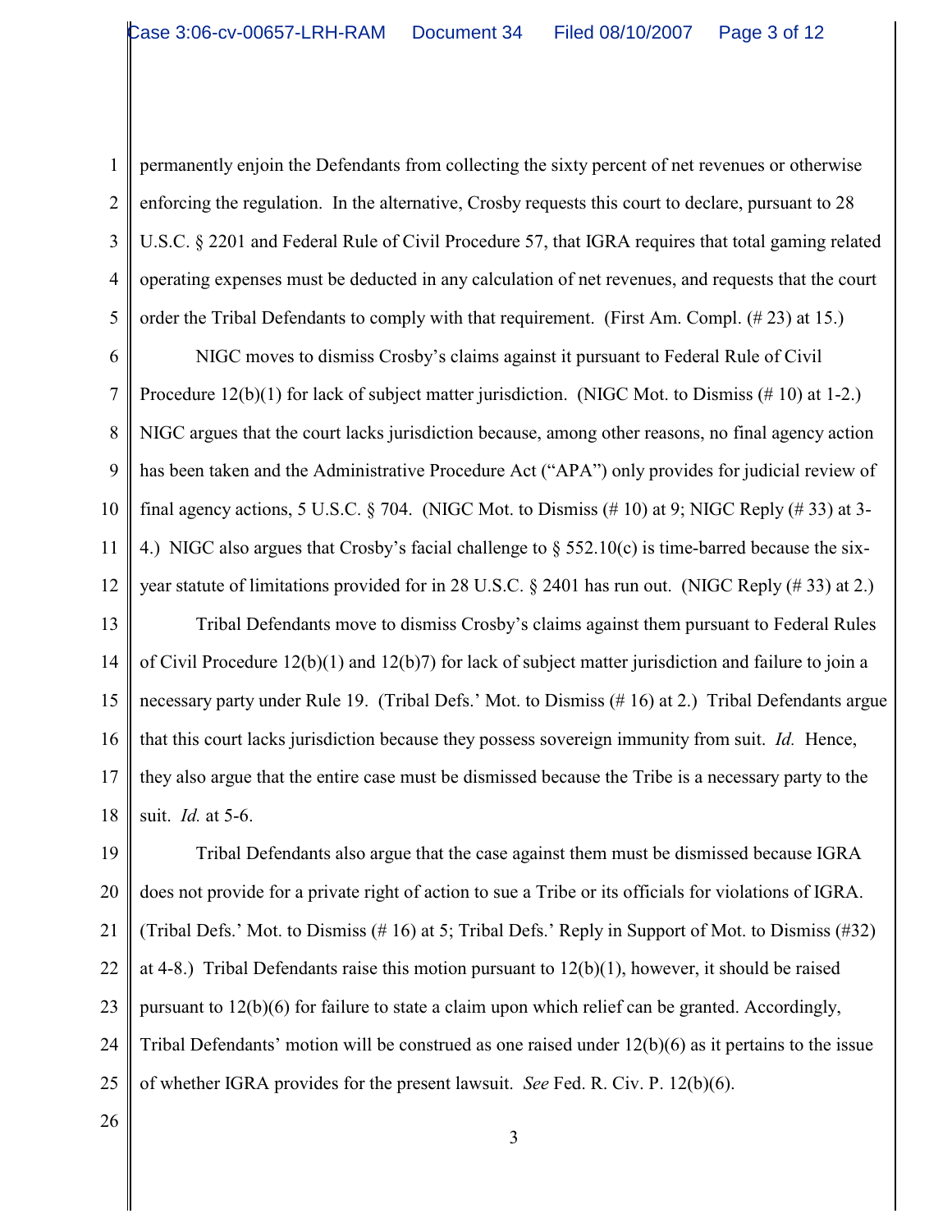permanently enjoin the Defendants from collecting the sixty percent of net revenues or otherwise enforcing the regulation. In the alternative, Crosby requests this court to declare, pursuant to 28 U.S.C. § 2201 and Federal Rule of Civil Procedure 57, that IGRA requires that total gaming related operating expenses must be deducted in any calculation of net revenues, and requests that the court order the Tribal Defendants to comply with that requirement. (First Am. Compl. (# 23) at 15.)

NIGC moves to dismiss Crosby's claims against it pursuant to Federal Rule of Civil Procedure 12(b)(1) for lack of subject matter jurisdiction. (NIGC Mot. to Dismiss (# 10) at 1-2.) NIGC argues that the court lacks jurisdiction because, among other reasons, no final agency action has been taken and the Administrative Procedure Act ("APA") only provides for judicial review of final agency actions, 5 U.S.C. § 704. (NIGC Mot. to Dismiss (# 10) at 9; NIGC Reply (# 33) at 3-4.) NIGC also argues that Crosby's facial challenge to § 552.10(c) is time-barred because the six-year statute of limitations provided for in 28 U.S.C. § 2401 has run out. (NIGC Reply (# 33) at 2.)

Tribal Defendants move to dismiss Crosby's claims against them pursuant to Federal Rules of Civil Procedure 12(b)(1) and 12(b)7) for lack of subject matter jurisdiction and failure to join a necessary party under Rule 19. (Tribal Defs.' Mot. to Dismiss (# 16) at 2.) Tribal Defendants argue that this court lacks jurisdiction because they possess sovereign immunity from suit. *Id.* Hence, they also argue that the entire case must be dismissed because the Tribe is a necessary party to the suit. *Id.* at 5-6.

Tribal Defendants also argue that the case against them must be dismissed because IGRA does not provide for a private right of action to sue a Tribe or its officials for violations of IGRA. (Tribal Defs.' Mot. to Dismiss (# 16) at 5; Tribal Defs.' Reply in Support of Mot. to Dismiss (#32) at 4-8.) Tribal Defendants raise this motion pursuant to 12(b)(1), however, it should be raised pursuant to 12(b)(6) for failure to state a claim upon which relief can be granted. Accordingly, Tribal Defendants' motion will be construed as one raised under 12(b)(6) as it pertains to the issue of whether IGRA provides for the present lawsuit. *See* Fed. R. Civ. P. 12(b)(6).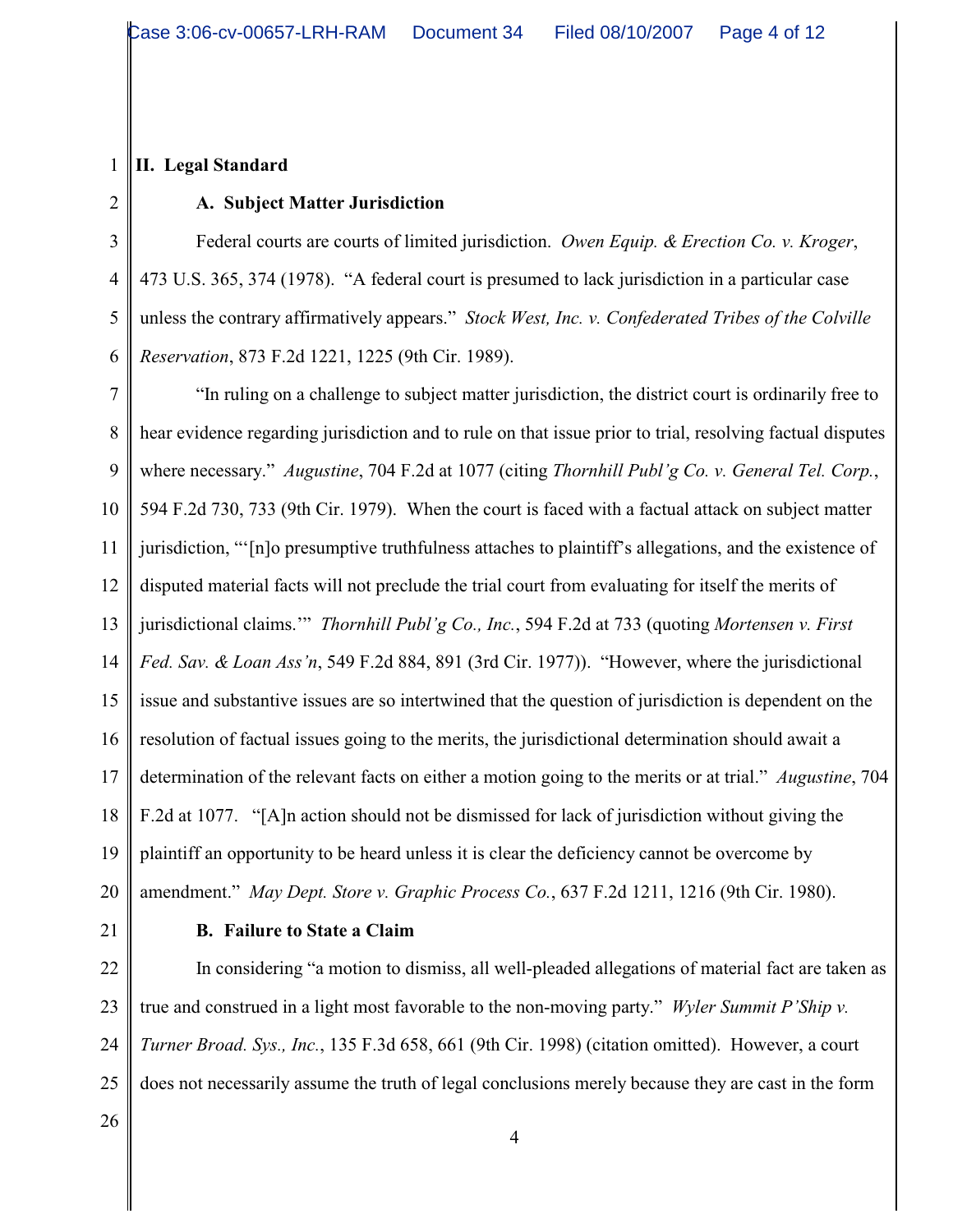## II. Legal Standard

### A. Subject Matter Jurisdiction

Federal courts are courts of limited jurisdiction. *Owen Equip. & Erection Co. v. Kroger*, 473 U.S. 365, 374 (1978). "A federal court is presumed to lack jurisdiction in a particular case unless the contrary affirmatively appears." *Stock West, Inc. v. Confederated Tribes of the Colville Reservation*, 873 F.2d 1221, 1225 (9th Cir. 1989).

"In ruling on a challenge to subject matter jurisdiction, the district court is ordinarily free to hear evidence regarding jurisdiction and to rule on that issue prior to trial, resolving factual disputes where necessary." *Augustine*, 704 F.2d at 1077 (citing *Thornhill Publ'g Co. v. General Tel. Corp.*, 594 F.2d 730, 733 (9th Cir. 1979). When the court is faced with a factual attack on subject matter jurisdiction, "'[n]o presumptive truthfulness attaches to plaintiff's allegations, and the existence of disputed material facts will not preclude the trial court from evaluating for itself the merits of jurisdictional claims.'" *Thornhill Publ'g Co., Inc.*, 594 F.2d at 733 (quoting *Mortensen v. First Fed. Sav. & Loan Ass'n*, 549 F.2d 884, 891 (3rd Cir. 1977)). "However, where the jurisdictional issue and substantive issues are so intertwined that the question of jurisdiction is dependent on the resolution of factual issues going to the merits, the jurisdictional determination should await a determination of the relevant facts on either a motion going to the merits or at trial." *Augustine*, 704 F.2d at 1077. "[A]n action should not be dismissed for lack of jurisdiction without giving the plaintiff an opportunity to be heard unless it is clear the deficiency cannot be overcome by amendment." *May Dept. Store v. Graphic Process Co.*, 637 F.2d 1211, 1216 (9th Cir. 1980).

### B. Failure to State a Claim

In considering "a motion to dismiss, all well-pleaded allegations of material fact are taken as true and construed in a light most favorable to the non-moving party." *Wyler Summit P'Ship v. Turner Broad. Sys., Inc.*, 135 F.3d 658, 661 (9th Cir. 1998) (citation omitted). However, a court does not necessarily assume the truth of legal conclusions merely because they are cast in the form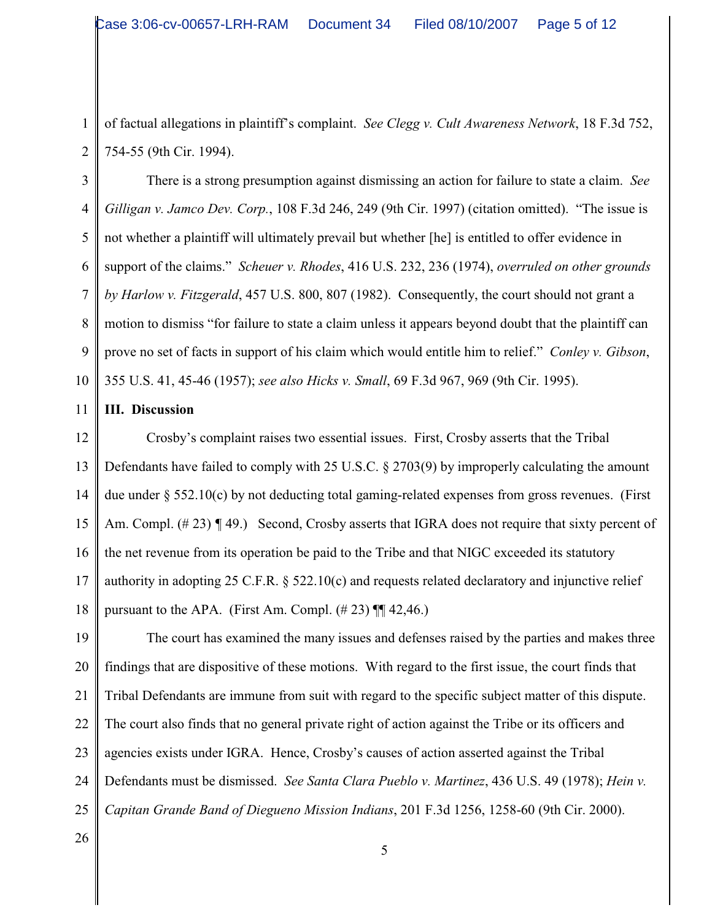of factual allegations in plaintiff's complaint. *See Clegg v. Cult Awareness Network*, 18 F.3d 752, 754-55 (9th Cir. 1994).

There is a strong presumption against dismissing an action for failure to state a claim. *See Gilligan v. Jamco Dev. Corp.*, 108 F.3d 246, 249 (9th Cir. 1997) (citation omitted). "The issue is not whether a plaintiff will ultimately prevail but whether [he] is entitled to offer evidence in support of the claims." *Scheuer v. Rhodes*, 416 U.S. 232, 236 (1974), *overruled on other grounds by Harlow v. Fitzgerald*, 457 U.S. 800, 807 (1982). Consequently, the court should not grant a motion to dismiss "for failure to state a claim unless it appears beyond doubt that the plaintiff can prove no set of facts in support of his claim which would entitle him to relief." *Conley v. Gibson*, 355 U.S. 41, 45-46 (1957); *see also Hicks v. Small*, 69 F.3d 967, 969 (9th Cir. 1995).

**III. Discussion**

Crosby's complaint raises two essential issues. First, Crosby asserts that the Tribal Defendants have failed to comply with 25 U.S.C. § 2703(9) by improperly calculating the amount due under § 552.10(c) by not deducting total gaming-related expenses from gross revenues. (First Am. Compl. (# 23) ¶ 49.) Second, Crosby asserts that IGRA does not require that sixty percent of the net revenue from its operation be paid to the Tribe and that NIGC exceeded its statutory authority in adopting 25 C.F.R. § 522.10(c) and requests related declaratory and injunctive relief pursuant to the APA. (First Am. Compl. (# 23) ¶¶ 42,46.)

The court has examined the many issues and defenses raised by the parties and makes three findings that are dispositive of these motions. With regard to the first issue, the court finds that Tribal Defendants are immune from suit with regard to the specific subject matter of this dispute. The court also finds that no general private right of action against the Tribe or its officers and agencies exists under IGRA. Hence, Crosby's causes of action asserted against the Tribal Defendants must be dismissed. *See Santa Clara Pueblo v. Martinez*, 436 U.S. 49 (1978); *Hein v. Capitan Grande Band of Diegueno Mission Indians*, 201 F.3d 1256, 1258-60 (9th Cir. 2000).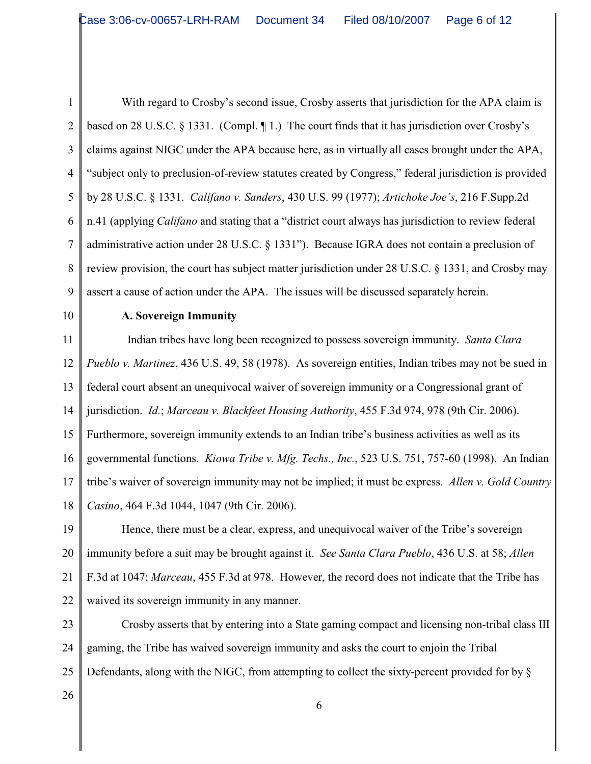With regard to Crosby's second issue, Crosby asserts that jurisdiction for the APA claim is based on 28 U.S.C. § 1331. (Compl. ¶ 1.) The court finds that it has jurisdiction over Crosby's claims against NIGC under the APA because here, as in virtually all cases brought under the APA, "subject only to preclusion-of-review statutes created by Congress," federal jurisdiction is provided by 28 U.S.C. § 1331. *Califano v. Sanders*, 430 U.S. 99 (1977); *Artichoke Joe's*, 216 F.Supp.2d n.41 (applying *Califano* and stating that a "district court always has jurisdiction to review federal administrative action under 28 U.S.C. § 1331"). Because IGRA does not contain a preclusion of review provision, the court has subject matter jurisdiction under 28 U.S.C. § 1331, and Crosby may assert a cause of action under the APA. The issues will be discussed separately herein.

**A. Sovereign Immunity**

Indian tribes have long been recognized to possess sovereign immunity. *Santa Clara Pueblo v. Martinez*, 436 U.S. 49, 58 (1978). As sovereign entities, Indian tribes may not be sued in federal court absent an unequivocal waiver of sovereign immunity or a Congressional grant of jurisdiction. *Id.*; *Marceau v. Blackfeet Housing Authority*, 455 F.3d 974, 978 (9th Cir. 2006). Furthermore, sovereign immunity extends to an Indian tribe's business activities as well as its governmental functions. *Kiowa Tribe v. Mfg. Techs., Inc.*, 523 U.S. 751, 757-60 (1998). An Indian tribe's waiver of sovereign immunity may not be implied; it must be express. *Allen v. Gold Country Casino*, 464 F.3d 1044, 1047 (9th Cir. 2006).

Hence, there must be a clear, express, and unequivocal waiver of the Tribe's sovereign immunity before a suit may be brought against it. *See Santa Clara Pueblo*, 436 U.S. at 58; *Allen* F.3d at 1047; *Marceau*, 455 F.3d at 978. However, the record does not indicate that the Tribe has waived its sovereign immunity in any manner.

Crosby asserts that by entering into a State gaming compact and licensing non-tribal class III gaming, the Tribe has waived sovereign immunity and asks the court to enjoin the Tribal Defendants, along with the NIGC, from attempting to collect the sixty-percent provided for by §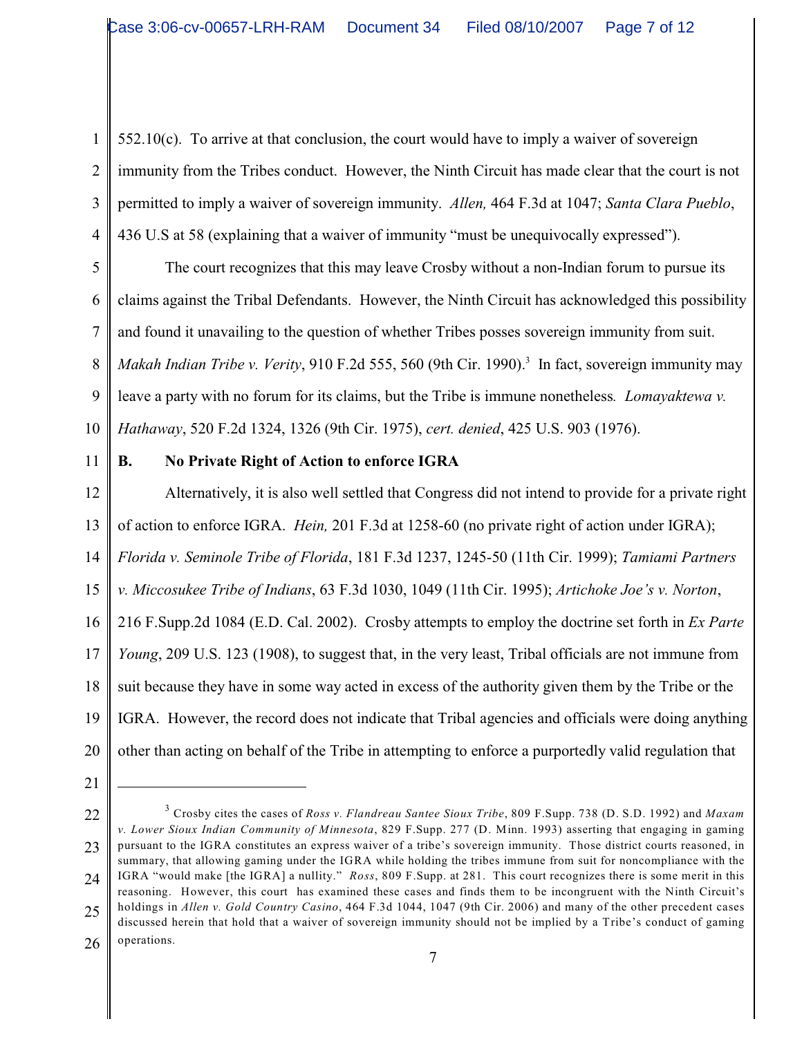552.10(c). To arrive at that conclusion, the court would have to imply a waiver of sovereign immunity from the Tribes conduct. However, the Ninth Circuit has made clear that the court is not permitted to imply a waiver of sovereign immunity. *Allen,* 464 F.3d at 1047; *Santa Clara Pueblo*, 436 U.S at 58 (explaining that a waiver of immunity "must be unequivocally expressed").

The court recognizes that this may leave Crosby without a non-Indian forum to pursue its claims against the Tribal Defendants. However, the Ninth Circuit has acknowledged this possibility and found it unavailing to the question of whether Tribes posses sovereign immunity from suit. *Makah Indian Tribe v. Verity*, 910 F.2d 555, 560 (9th Cir. 1990).[3] In fact, sovereign immunity may leave a party with no forum for its claims, but the Tribe is immune nonetheless. *Lomayaktewa v. Hathaway*, 520 F.2d 1324, 1326 (9th Cir. 1975), *cert. denied*, 425 U.S. 903 (1976).

**B. No Private Right of Action to enforce IGRA**

Alternatively, it is also well settled that Congress did not intend to provide for a private right of action to enforce IGRA. *Hein,* 201 F.3d at 1258-60 (no private right of action under IGRA); *Florida v. Seminole Tribe of Florida*, 181 F.3d 1237, 1245-50 (11th Cir. 1999); *Tamiami Partners v. Miccosukee Tribe of Indians*, 63 F.3d 1030, 1049 (11th Cir. 1995); *Artichoke Joe's v. Norton*, 216 F.Supp.2d 1084 (E.D. Cal. 2002). Crosby attempts to employ the doctrine set forth in *Ex Parte Young*, 209 U.S. 123 (1908), to suggest that, in the very least, Tribal officials are not immune from suit because they have in some way acted in excess of the authority given them by the Tribe or the IGRA. However, the record does not indicate that Tribal agencies and officials were doing anything other than acting on behalf of the Tribe in attempting to enforce a purportedly valid regulation that

---

[3] Crosby cites the cases of *Ross v. Flandreau Santee Sioux Tribe*, 809 F.Supp. 738 (D. S.D. 1992) and *Maxam v. Lower Sioux Indian Community of Minnesota*, 829 F.Supp. 277 (D. Minn. 1993) asserting that engaging in gaming pursuant to the IGRA constitutes an express waiver of a tribe's sovereign immunity. Those district courts reasoned, in summary, that allowing gaming under the IGRA while holding the tribes immune from suit for noncompliance with the IGRA "would make [the IGRA] a nullity." *Ross*, 809 F.Supp. at 281. This court recognizes there is some merit in this reasoning. However, this court has examined these cases and finds them to be incongruent with the Ninth Circuit's holdings in *Allen v. Gold Country Casino*, 464 F.3d 1044, 1047 (9th Cir. 2006) and many of the other precedent cases discussed herein that hold that a waiver of sovereign immunity should not be implied by a Tribe's conduct of gaming operations.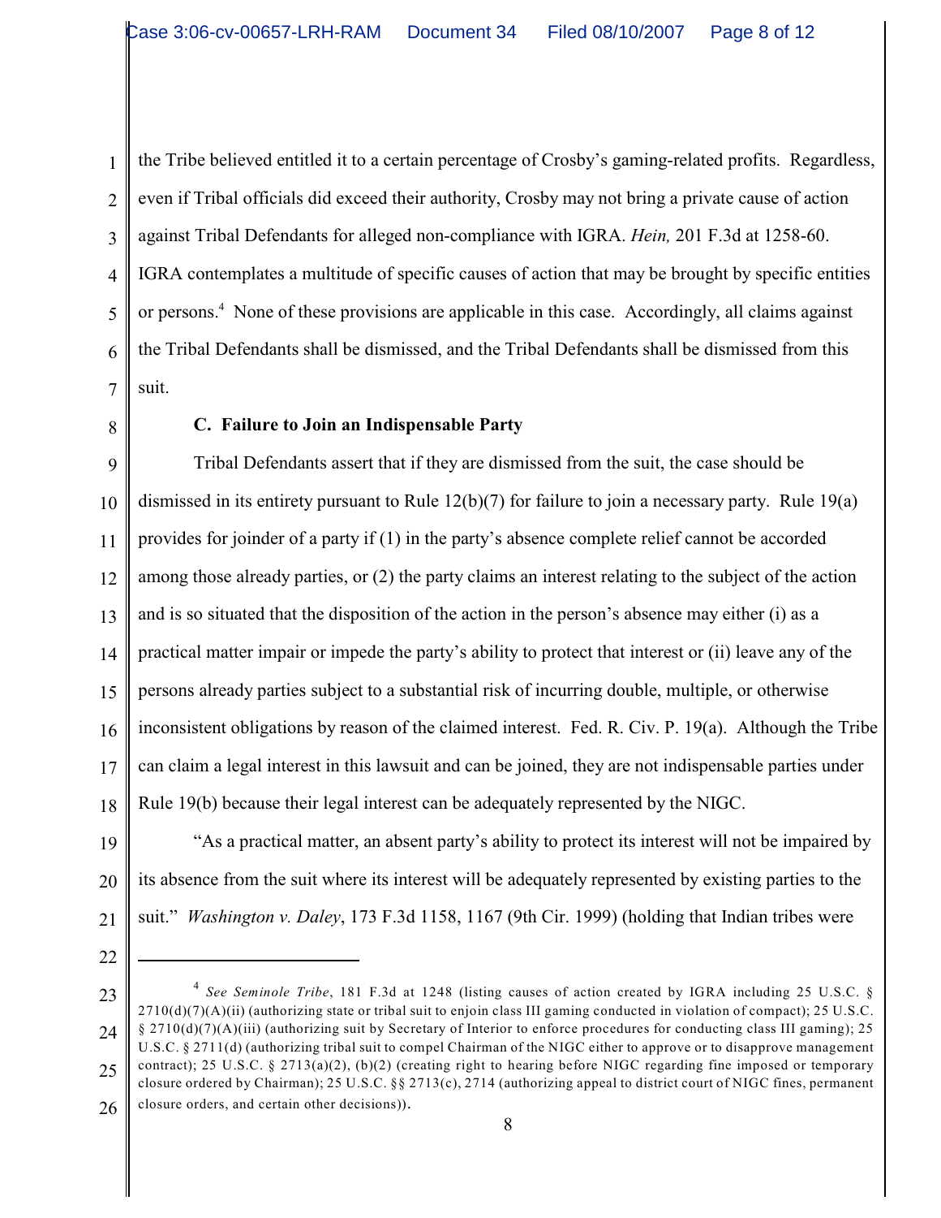the Tribe believed entitled it to a certain percentage of Crosby's gaming-related profits. Regardless, even if Tribal officials did exceed their authority, Crosby may not bring a private cause of action against Tribal Defendants for alleged non-compliance with IGRA. *Hein,* 201 F.3d at 1258-60. IGRA contemplates a multitude of specific causes of action that may be brought by specific entities or persons.[4] None of these provisions are applicable in this case. Accordingly, all claims against the Tribal Defendants shall be dismissed, and the Tribal Defendants shall be dismissed from this suit.

### C. Failure to Join an Indispensable Party

Tribal Defendants assert that if they are dismissed from the suit, the case should be dismissed in its entirety pursuant to Rule 12(b)(7) for failure to join a necessary party. Rule 19(a) provides for joinder of a party if (1) in the party's absence complete relief cannot be accorded among those already parties, or (2) the party claims an interest relating to the subject of the action and is so situated that the disposition of the action in the person's absence may either (i) as a practical matter impair or impede the party's ability to protect that interest or (ii) leave any of the persons already parties subject to a substantial risk of incurring double, multiple, or otherwise inconsistent obligations by reason of the claimed interest. Fed. R. Civ. P. 19(a). Although the Tribe can claim a legal interest in this lawsuit and can be joined, they are not indispensable parties under Rule 19(b) because their legal interest can be adequately represented by the NIGC.

"As a practical matter, an absent party's ability to protect its interest will not be impaired by its absence from the suit where its interest will be adequately represented by existing parties to the suit." *Washington v. Daley*, 173 F.3d 1158, 1167 (9th Cir. 1999) (holding that Indian tribes were

---

[4] *See Seminole Tribe*, 181 F.3d at 1248 (listing causes of action created by IGRA including 25 U.S.C. § 2710(d)(7)(A)(ii) (authorizing state or tribal suit to enjoin class III gaming conducted in violation of compact); 25 U.S.C. § 2710(d)(7)(A)(iii) (authorizing suit by Secretary of Interior to enforce procedures for conducting class III gaming); 25 U.S.C. § 2711(d) (authorizing tribal suit to compel Chairman of the NIGC either to approve or to disapprove management contract); 25 U.S.C. § 2713(a)(2), (b)(2) (creating right to hearing before NIGC regarding fine imposed or temporary closure ordered by Chairman); 25 U.S.C. §§ 2713(c), 2714 (authorizing appeal to district court of NIGC fines, permanent closure orders, and certain other decisions)).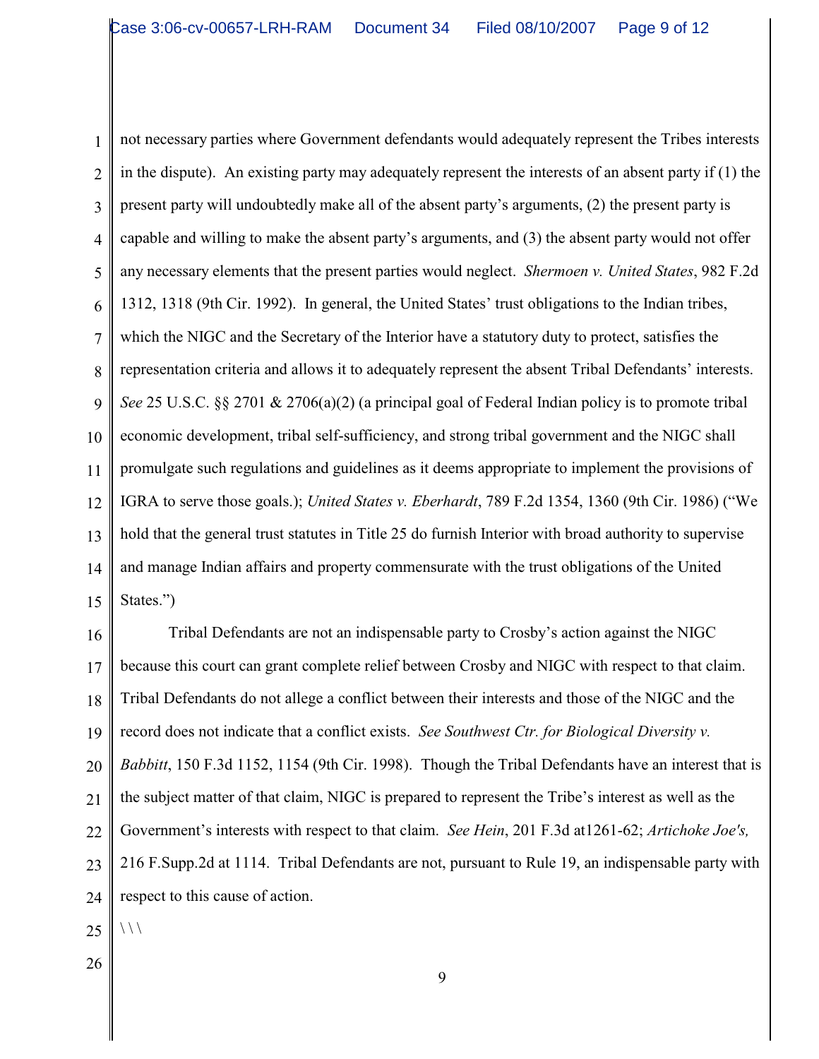not necessary parties where Government defendants would adequately represent the Tribes interests in the dispute). An existing party may adequately represent the interests of an absent party if (1) the present party will undoubtedly make all of the absent party's arguments, (2) the present party is capable and willing to make the absent party's arguments, and (3) the absent party would not offer any necessary elements that the present parties would neglect. *Shermoen v. United States*, 982 F.2d 1312, 1318 (9th Cir. 1992). In general, the United States' trust obligations to the Indian tribes, which the NIGC and the Secretary of the Interior have a statutory duty to protect, satisfies the representation criteria and allows it to adequately represent the absent Tribal Defendants' interests. *See* 25 U.S.C. §§ 2701 & 2706(a)(2) (a principal goal of Federal Indian policy is to promote tribal economic development, tribal self-sufficiency, and strong tribal government and the NIGC shall promulgate such regulations and guidelines as it deems appropriate to implement the provisions of IGRA to serve those goals.); *United States v. Eberhardt*, 789 F.2d 1354, 1360 (9th Cir. 1986) ("We hold that the general trust statutes in Title 25 do furnish Interior with broad authority to supervise and manage Indian affairs and property commensurate with the trust obligations of the United States.")

Tribal Defendants are not an indispensable party to Crosby's action against the NIGC because this court can grant complete relief between Crosby and NIGC with respect to that claim. Tribal Defendants do not allege a conflict between their interests and those of the NIGC and the record does not indicate that a conflict exists. *See Southwest Ctr. for Biological Diversity v. Babbitt*, 150 F.3d 1152, 1154 (9th Cir. 1998). Though the Tribal Defendants have an interest that is the subject matter of that claim, NIGC is prepared to represent the Tribe's interest as well as the Government's interests with respect to that claim. *See Hein*, 201 F.3d at1261-62; *Artichoke Joe's,* 216 F.Supp.2d at 1114. Tribal Defendants are not, pursuant to Rule 19, an indispensable party with respect to this cause of action.

\ \ \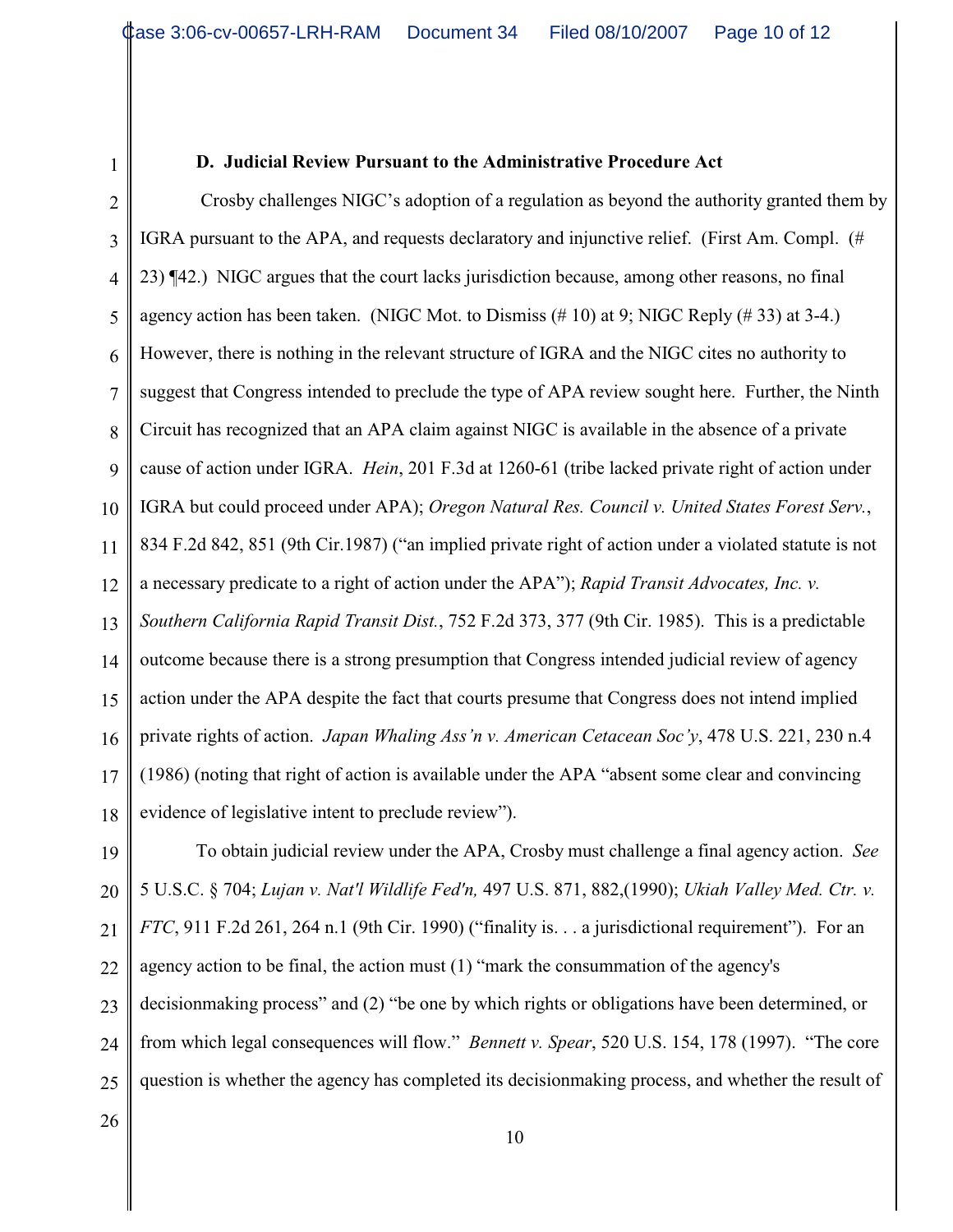**D. Judicial Review Pursuant to the Administrative Procedure Act**

Crosby challenges NIGC's adoption of a regulation as beyond the authority granted them by IGRA pursuant to the APA, and requests declaratory and injunctive relief. (First Am. Compl. (# 23) ¶42.) NIGC argues that the court lacks jurisdiction because, among other reasons, no final agency action has been taken. (NIGC Mot. to Dismiss (# 10) at 9; NIGC Reply (# 33) at 3-4.) However, there is nothing in the relevant structure of IGRA and the NIGC cites no authority to suggest that Congress intended to preclude the type of APA review sought here. Further, the Ninth Circuit has recognized that an APA claim against NIGC is available in the absence of a private cause of action under IGRA. *Hein*, 201 F.3d at 1260-61 (tribe lacked private right of action under IGRA but could proceed under APA); *Oregon Natural Res. Council v. United States Forest Serv.*, 834 F.2d 842, 851 (9th Cir.1987) ("an implied private right of action under a violated statute is not a necessary predicate to a right of action under the APA"); *Rapid Transit Advocates, Inc. v. Southern California Rapid Transit Dist.*, 752 F.2d 373, 377 (9th Cir. 1985). This is a predictable outcome because there is a strong presumption that Congress intended judicial review of agency action under the APA despite the fact that courts presume that Congress does not intend implied private rights of action. *Japan Whaling Ass'n v. American Cetacean Soc'y*, 478 U.S. 221, 230 n.4 (1986) (noting that right of action is available under the APA "absent some clear and convincing evidence of legislative intent to preclude review").

To obtain judicial review under the APA, Crosby must challenge a final agency action. *See* 5 U.S.C. § 704; *Lujan v. Nat'l Wildlife Fed'n,* 497 U.S. 871, 882,(1990); *Ukiah Valley Med. Ctr. v. FTC*, 911 F.2d 261, 264 n.1 (9th Cir. 1990) ("finality is. . . a jurisdictional requirement"). For an agency action to be final, the action must (1) "mark the consummation of the agency's decisionmaking process" and (2) "be one by which rights or obligations have been determined, or from which legal consequences will flow." *Bennett v. Spear*, 520 U.S. 154, 178 (1997). "The core question is whether the agency has completed its decisionmaking process, and whether the result of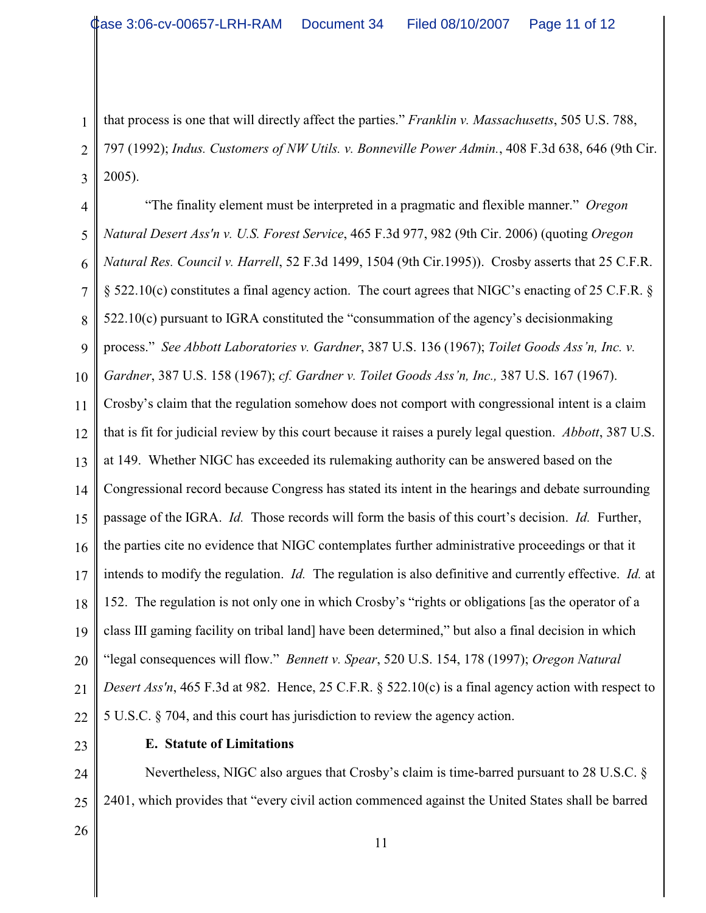that process is one that will directly affect the parties." *Franklin v. Massachusetts*, 505 U.S. 788, 797 (1992); *Indus. Customers of NW Utils. v. Bonneville Power Admin.*, 408 F.3d 638, 646 (9th Cir. 2005).

"The finality element must be interpreted in a pragmatic and flexible manner." *Oregon Natural Desert Ass'n v. U.S. Forest Service*, 465 F.3d 977, 982 (9th Cir. 2006) (quoting *Oregon Natural Res. Council v. Harrell*, 52 F.3d 1499, 1504 (9th Cir.1995)). Crosby asserts that 25 C.F.R. § 522.10(c) constitutes a final agency action. The court agrees that NIGC's enacting of 25 C.F.R. § 522.10(c) pursuant to IGRA constituted the "consummation of the agency's decisionmaking process." *See Abbott Laboratories v. Gardner*, 387 U.S. 136 (1967); *Toilet Goods Ass'n, Inc. v. Gardner*, 387 U.S. 158 (1967); *cf. Gardner v. Toilet Goods Ass'n, Inc.,* 387 U.S. 167 (1967). Crosby's claim that the regulation somehow does not comport with congressional intent is a claim that is fit for judicial review by this court because it raises a purely legal question. *Abbott*, 387 U.S. at 149. Whether NIGC has exceeded its rulemaking authority can be answered based on the Congressional record because Congress has stated its intent in the hearings and debate surrounding passage of the IGRA. *Id.* Those records will form the basis of this court's decision. *Id.* Further, the parties cite no evidence that NIGC contemplates further administrative proceedings or that it intends to modify the regulation. *Id.* The regulation is also definitive and currently effective. *Id.* at 152. The regulation is not only one in which Crosby's "rights or obligations [as the operator of a class III gaming facility on tribal land] have been determined," but also a final decision in which "legal consequences will flow." *Bennett v. Spear*, 520 U.S. 154, 178 (1997); *Oregon Natural Desert Ass'n*, 465 F.3d at 982. Hence, 25 C.F.R. § 522.10(c) is a final agency action with respect to 5 U.S.C. § 704, and this court has jurisdiction to review the agency action.

**E. Statute of Limitations**

Nevertheless, NIGC also argues that Crosby's claim is time-barred pursuant to 28 U.S.C. § 2401, which provides that "every civil action commenced against the United States shall be barred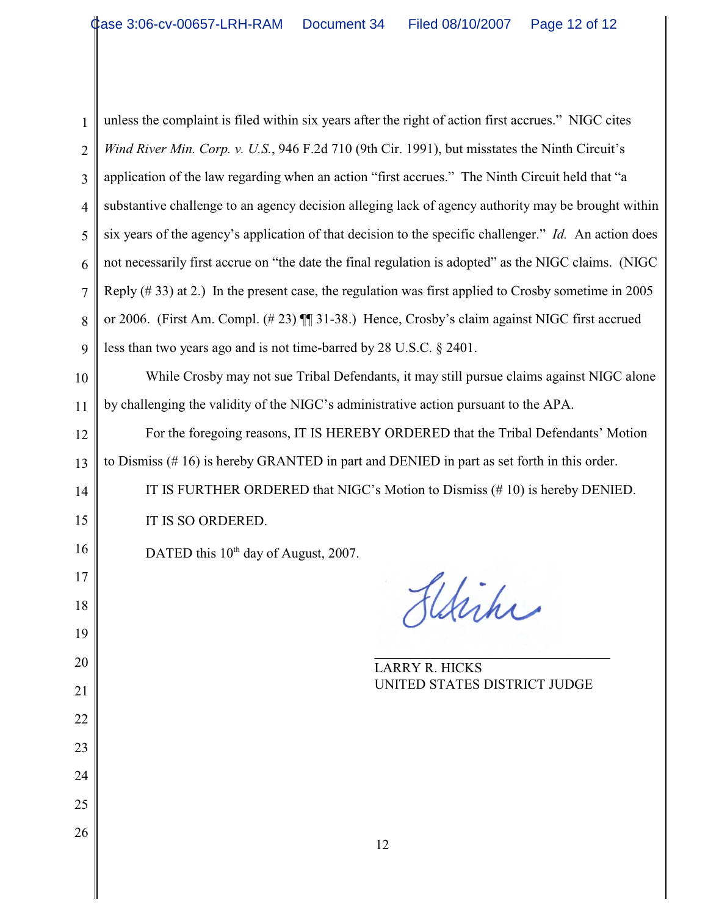unless the complaint is filed within six years after the right of action first accrues." NIGC cites *Wind River Min. Corp. v. U.S.*, 946 F.2d 710 (9th Cir. 1991), but misstates the Ninth Circuit's application of the law regarding when an action "first accrues." The Ninth Circuit held that "a substantive challenge to an agency decision alleging lack of agency authority may be brought within six years of the agency's application of that decision to the specific challenger." *Id.* An action does not necessarily first accrue on "the date the final regulation is adopted" as the NIGC claims. (NIGC Reply (# 33) at 2.) In the present case, the regulation was first applied to Crosby sometime in 2005 or 2006. (First Am. Compl. (# 23) ¶¶ 31-38.) Hence, Crosby's claim against NIGC first accrued less than two years ago and is not time-barred by 28 U.S.C. § 2401.

While Crosby may not sue Tribal Defendants, it may still pursue claims against NIGC alone by challenging the validity of the NIGC's administrative action pursuant to the APA.

For the foregoing reasons, IT IS HEREBY ORDERED that the Tribal Defendants' Motion to Dismiss (# 16) is hereby GRANTED in part and DENIED in part as set forth in this order.

IT IS FURTHER ORDERED that NIGC's Motion to Dismiss (# 10) is hereby DENIED.

IT IS SO ORDERED.

DATED this 10th day of August, 2007.

LARRY R. HICKS
UNITED STATES DISTRICT JUDGE